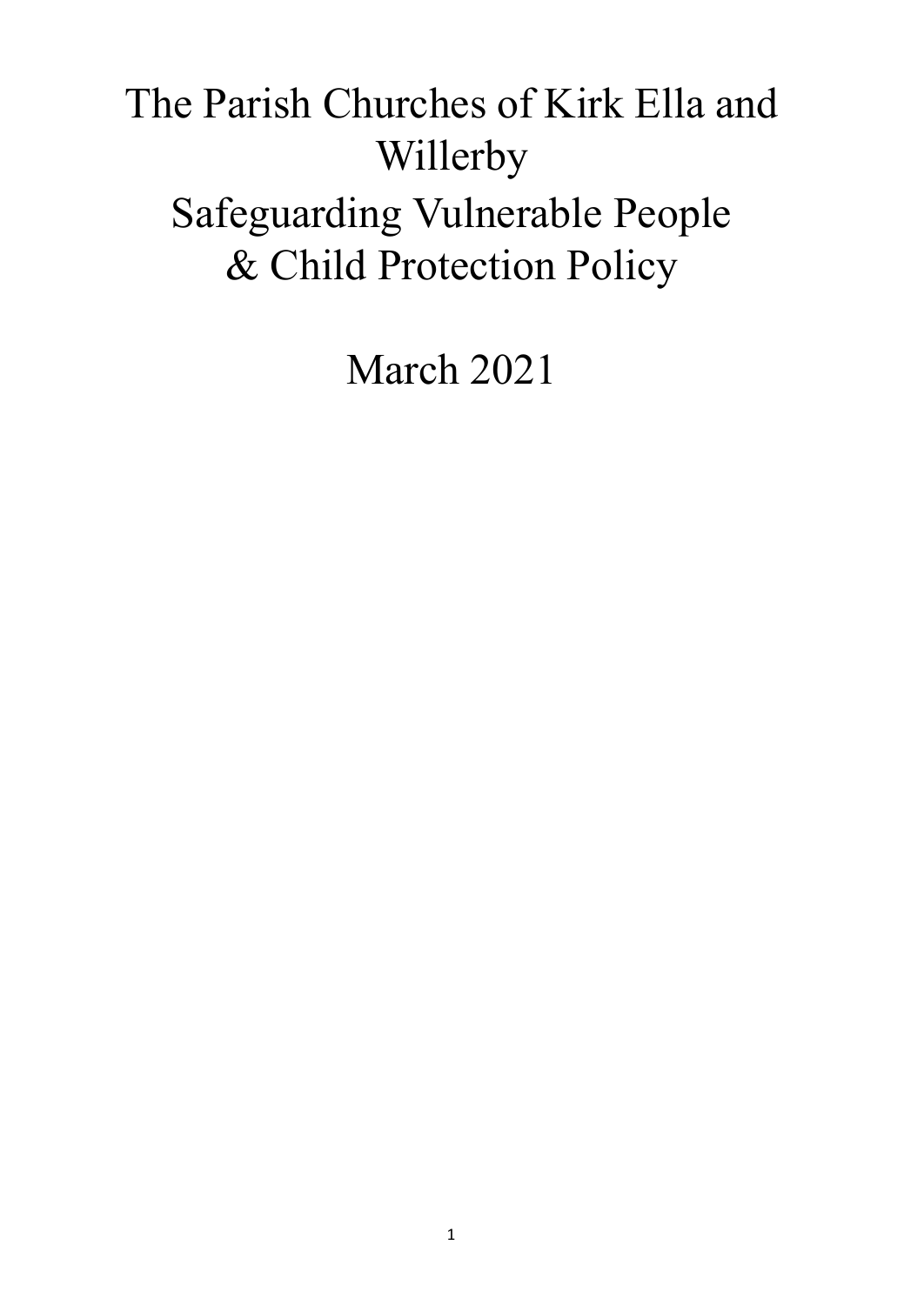# The Parish Churches of Kirk Ella and Willerby

# Safeguarding Vulnerable People & Child Protection Policy

March 2021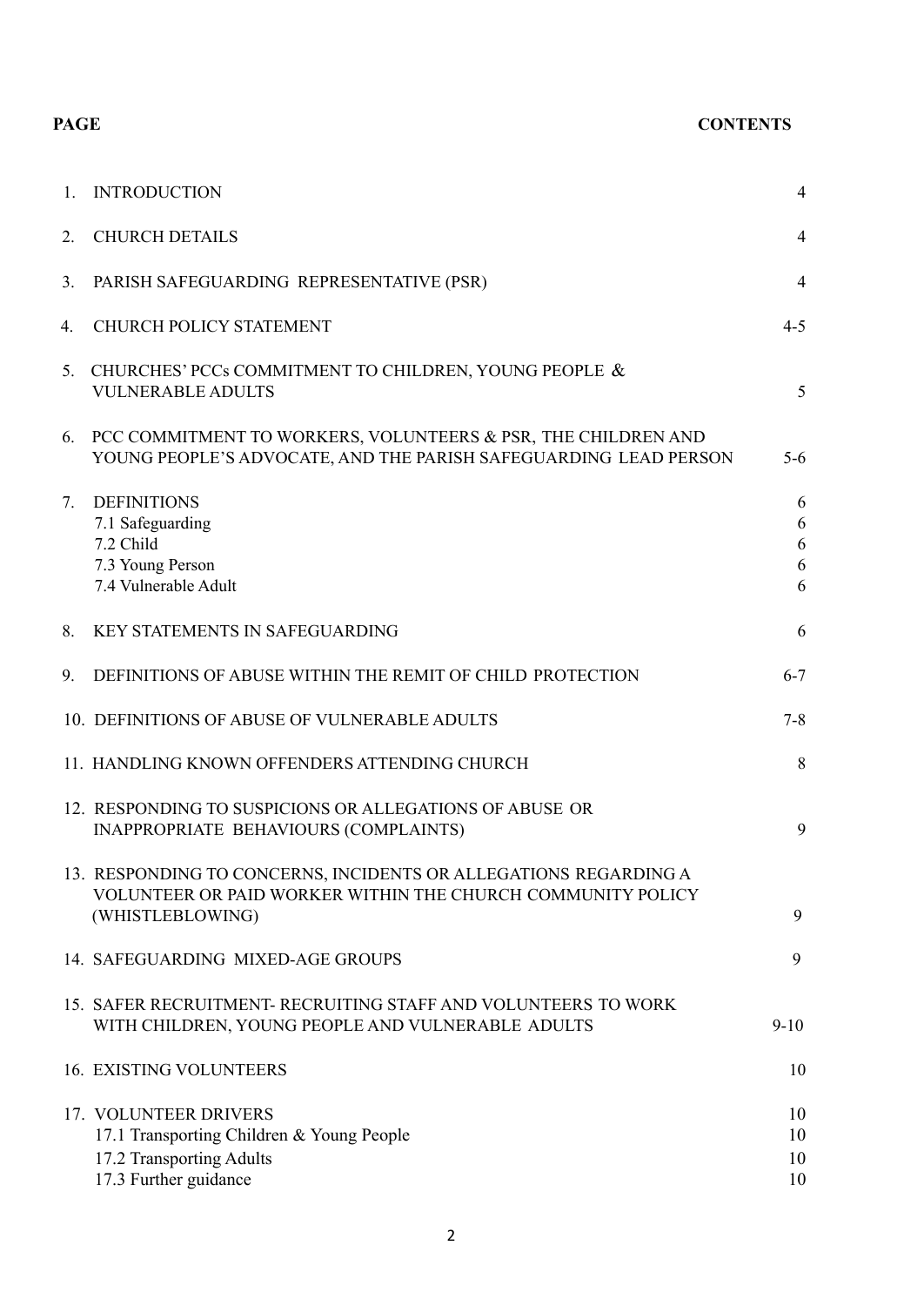| PAGE | CONTENTS |
|---|---|
| 1. INTRODUCTION | 4 |
| 2. CHURCH DETAILS | 4 |
| 3. PARISH SAFEGUARDING REPRESENTATIVE (PSR) | 4 |
| 4. CHURCH POLICY STATEMENT | 4-5 |
| 5. CHURCHES' PCCs COMMITMENT TO CHILDREN, YOUNG PEOPLE & VULNERABLE ADULTS | 5 |
| 6. PCC COMMITMENT TO WORKERS, VOLUNTEERS & PSR, THE CHILDREN AND YOUNG PEOPLE'S ADVOCATE, AND THE PARISH SAFEGUARDING LEAD PERSON | 5-6 |
| 7. DEFINITIONS | 6 |
| 7.1 Safeguarding | 6 |
| 7.2 Child | 6 |
| 7.3 Young Person | 6 |
| 7.4 Vulnerable Adult | 6 |
| 8. KEY STATEMENTS IN SAFEGUARDING | 6 |
| 9. DEFINITIONS OF ABUSE WITHIN THE REMIT OF CHILD PROTECTION | 6-7 |
| 10. DEFINITIONS OF ABUSE OF VULNERABLE ADULTS | 7-8 |
| 11. HANDLING KNOWN OFFENDERS ATTENDING CHURCH | 8 |
| 12. RESPONDING TO SUSPICIONS OR ALLEGATIONS OF ABUSE OR INAPPROPRIATE BEHAVIOURS (COMPLAINTS) | 9 |
| 13. RESPONDING TO CONCERNS, INCIDENTS OR ALLEGATIONS REGARDING A VOLUNTEER OR PAID WORKER WITHIN THE CHURCH COMMUNITY POLICY (WHISTLEBLOWING) | 9 |
| 14. SAFEGUARDING MIXED-AGE GROUPS | 9 |
| 15. SAFER RECRUITMENT- RECRUITING STAFF AND VOLUNTEERS TO WORK WITH CHILDREN, YOUNG PEOPLE AND VULNERABLE ADULTS | 9-10 |
| 16. EXISTING VOLUNTEERS | 10 |
| 17. VOLUNTEER DRIVERS | 10 |
| 17.1 Transporting Children & Young People | 10 |
| 17.2 Transporting Adults | 10 |
| 17.3 Further guidance | 10 |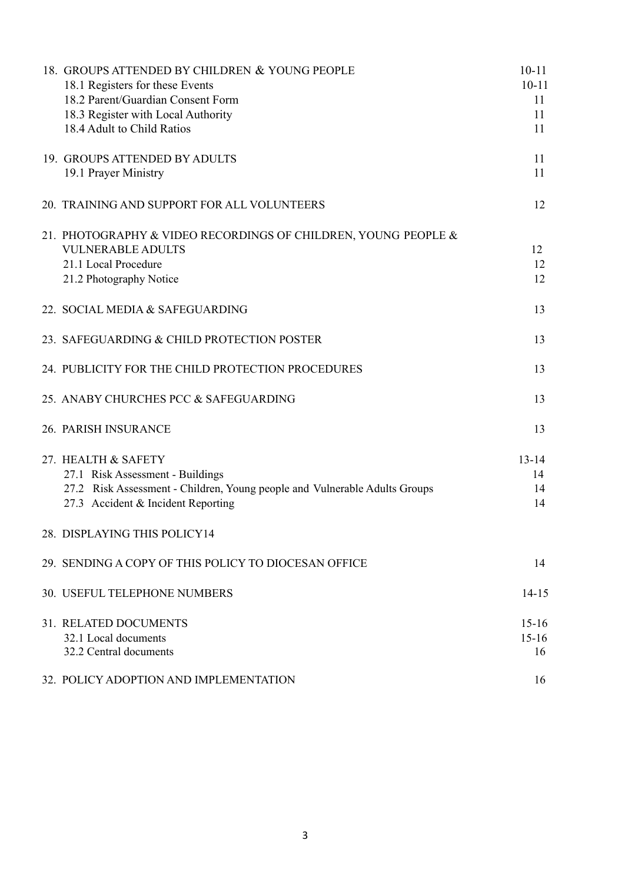| | |
|---|---|
| 18. GROUPS ATTENDED BY CHILDREN & YOUNG PEOPLE | 10-11 |
| 18.1 Registers for these Events | 10-11 |
| 18.2 Parent/Guardian Consent Form | 11 |
| 18.3 Register with Local Authority | 11 |
| 18.4 Adult to Child Ratios | 11 |
| 19. GROUPS ATTENDED BY ADULTS | 11 |
| 19.1 Prayer Ministry | 11 |
| 20. TRAINING AND SUPPORT FOR ALL VOLUNTEERS | 12 |
| 21. PHOTOGRAPHY & VIDEO RECORDINGS OF CHILDREN, YOUNG PEOPLE & VULNERABLE ADULTS | 12 |
| 21.1 Local Procedure | 12 |
| 21.2 Photography Notice | 12 |
| 22. SOCIAL MEDIA & SAFEGUARDING | 13 |
| 23. SAFEGUARDING & CHILD PROTECTION POSTER | 13 |
| 24. PUBLICITY FOR THE CHILD PROTECTION PROCEDURES | 13 |
| 25. ANABY CHURCHES PCC & SAFEGUARDING | 13 |
| 26. PARISH INSURANCE | 13 |
| 27. HEALTH & SAFETY | 13-14 |
| 27.1 Risk Assessment - Buildings | 14 |
| 27.2 Risk Assessment - Children, Young people and Vulnerable Adults Groups | 14 |
| 27.3 Accident & Incident Reporting | 14 |
| 28. DISPLAYING THIS POLICY14 | |
| 29. SENDING A COPY OF THIS POLICY TO DIOCESAN OFFICE | 14 |
| 30. USEFUL TELEPHONE NUMBERS | 14-15 |
| 31. RELATED DOCUMENTS | 15-16 |
| 32.1 Local documents | 15-16 |
| 32.2 Central documents | 16 |
| 32. POLICY ADOPTION AND IMPLEMENTATION | 16 |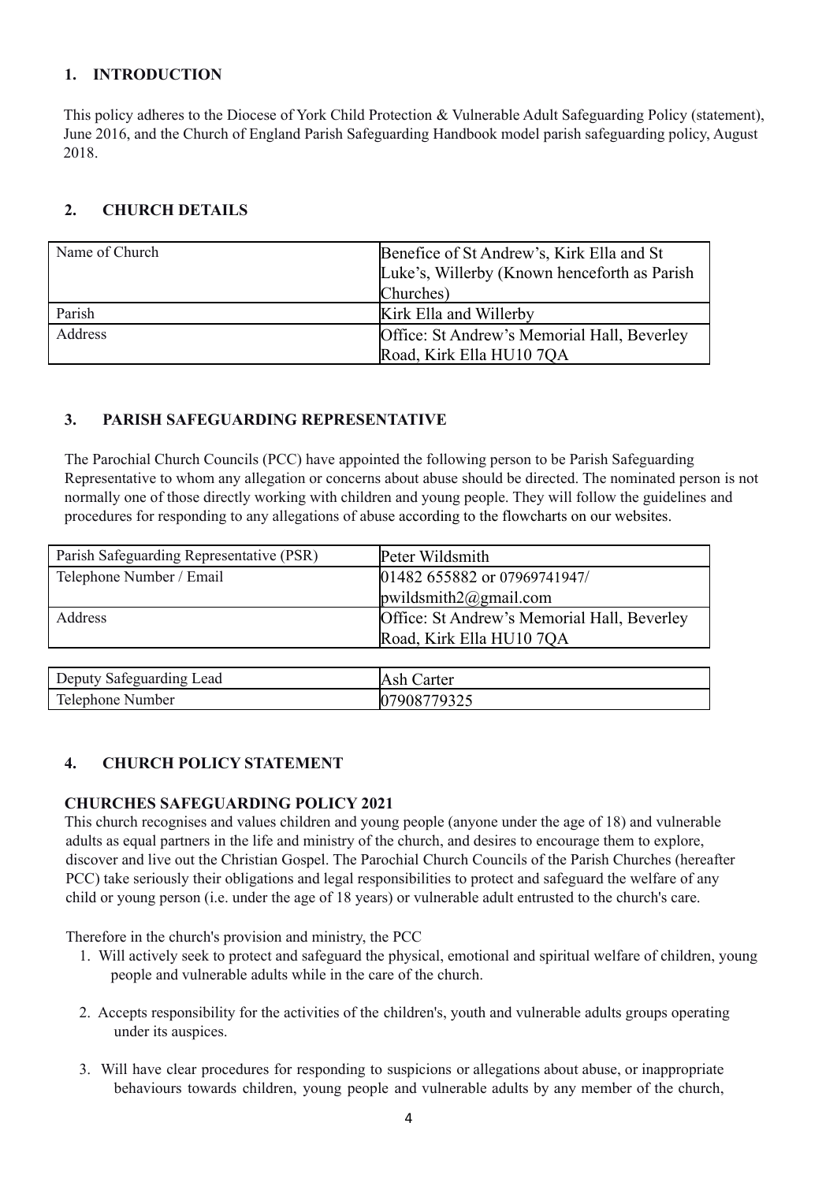## 1. INTRODUCTION

This policy adheres to the Diocese of York Child Protection & Vulnerable Adult Safeguarding Policy (statement), June 2016, and the Church of England Parish Safeguarding Handbook model parish safeguarding policy, August 2018.

## 2. CHURCH DETAILS

| | |
|---|---|
| Name of Church | Benefice of St Andrew's, Kirk Ella and St Luke's, Willerby (Known henceforth as Parish Churches) |
| Parish | Kirk Ella and Willerby |
| Address | Office: St Andrew's Memorial Hall, Beverley Road, Kirk Ella HU10 7QA |

## 3. PARISH SAFEGUARDING REPRESENTATIVE

The Parochial Church Councils (PCC) have appointed the following person to be Parish Safeguarding Representative to whom any allegation or concerns about abuse should be directed. The nominated person is not normally one of those directly working with children and young people. They will follow the guidelines and procedures for responding to any allegations of abuse according to the flowcharts on our websites.

| | |
|---|---|
| Parish Safeguarding Representative (PSR) | Peter Wildsmith |
| Telephone Number / Email | 01482 655882 or 07969741947/ pwildsmith2@gmail.com |
| Address | Office: St Andrew's Memorial Hall, Beverley Road, Kirk Ella HU10 7QA |

| | |
|---|---|
| Deputy Safeguarding Lead | Ash Carter |
| Telephone Number | 07908779325 |

## 4. CHURCH POLICY STATEMENT

### CHURCHES SAFEGUARDING POLICY 2021

This church recognises and values children and young people (anyone under the age of 18) and vulnerable adults as equal partners in the life and ministry of the church, and desires to encourage them to explore, discover and live out the Christian Gospel. The Parochial Church Councils of the Parish Churches (hereafter PCC) take seriously their obligations and legal responsibilities to protect and safeguard the welfare of any child or young person (i.e. under the age of 18 years) or vulnerable adult entrusted to the church's care.

Therefore in the church's provision and ministry, the PCC

1. Will actively seek to protect and safeguard the physical, emotional and spiritual welfare of children, young people and vulnerable adults while in the care of the church.
2. Accepts responsibility for the activities of the children's, youth and vulnerable adults groups operating under its auspices.
3. Will have clear procedures for responding to suspicions or allegations about abuse, or inappropriate behaviours towards children, young people and vulnerable adults by any member of the church,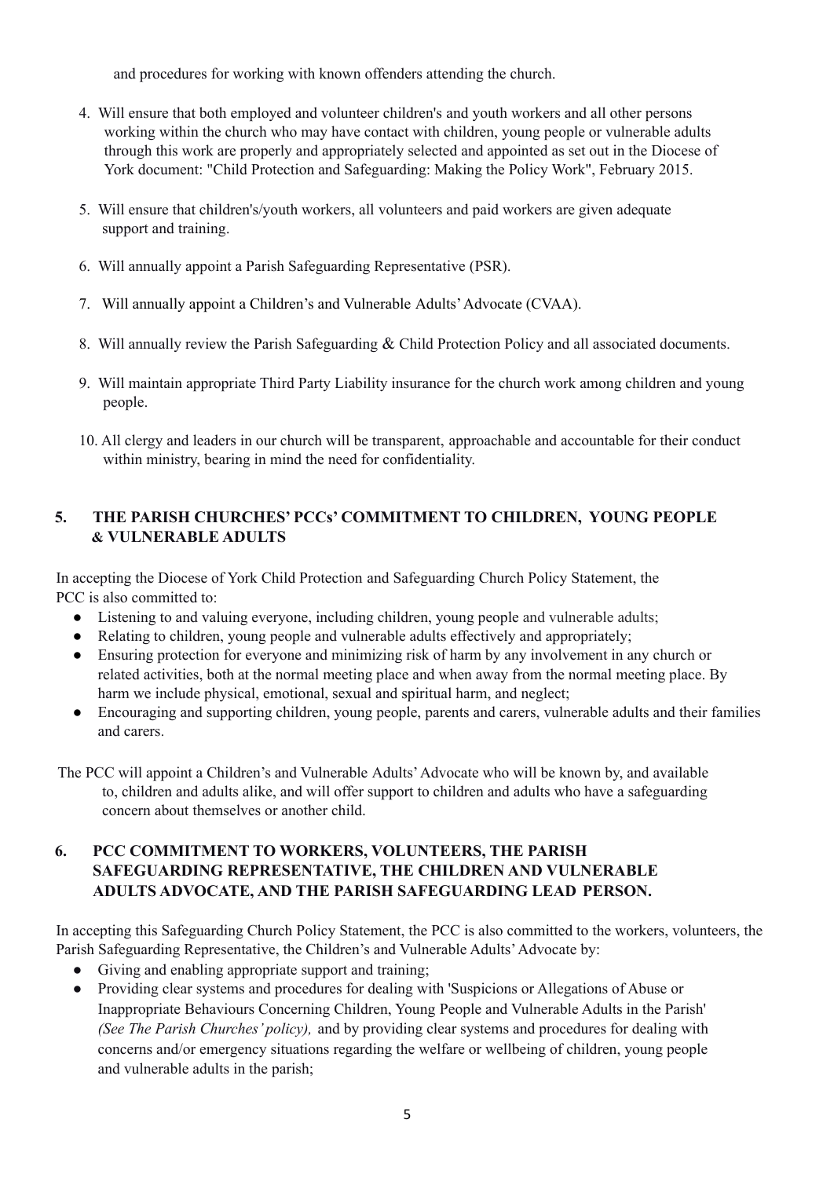and procedures for working with known offenders attending the church.

4. Will ensure that both employed and volunteer children's and youth workers and all other persons working within the church who may have contact with children, young people or vulnerable adults through this work are properly and appropriately selected and appointed as set out in the Diocese of York document: "Child Protection and Safeguarding: Making the Policy Work", February 2015.

5. Will ensure that children's/youth workers, all volunteers and paid workers are given adequate support and training.

6. Will annually appoint a Parish Safeguarding Representative (PSR).

7. Will annually appoint a Children's and Vulnerable Adults' Advocate (CVAA).

8. Will annually review the Parish Safeguarding & Child Protection Policy and all associated documents.

9. Will maintain appropriate Third Party Liability insurance for the church work among children and young people.

10. All clergy and leaders in our church will be transparent, approachable and accountable for their conduct within ministry, bearing in mind the need for confidentiality.

## 5. THE PARISH CHURCHES' PCCs' COMMITMENT TO CHILDREN, YOUNG PEOPLE & VULNERABLE ADULTS

In accepting the Diocese of York Child Protection and Safeguarding Church Policy Statement, the PCC is also committed to:

- Listening to and valuing everyone, including children, young people and vulnerable adults;
- Relating to children, young people and vulnerable adults effectively and appropriately;
- Ensuring protection for everyone and minimizing risk of harm by any involvement in any church or related activities, both at the normal meeting place and when away from the normal meeting place. By harm we include physical, emotional, sexual and spiritual harm, and neglect;
- Encouraging and supporting children, young people, parents and carers, vulnerable adults and their families and carers.

The PCC will appoint a Children's and Vulnerable Adults' Advocate who will be known by, and available to, children and adults alike, and will offer support to children and adults who have a safeguarding concern about themselves or another child.

## 6. PCC COMMITMENT TO WORKERS, VOLUNTEERS, THE PARISH SAFEGUARDING REPRESENTATIVE, THE CHILDREN AND VULNERABLE ADULTS ADVOCATE, AND THE PARISH SAFEGUARDING LEAD PERSON.

In accepting this Safeguarding Church Policy Statement, the PCC is also committed to the workers, volunteers, the Parish Safeguarding Representative, the Children's and Vulnerable Adults' Advocate by:

- Giving and enabling appropriate support and training;
- Providing clear systems and procedures for dealing with 'Suspicions or Allegations of Abuse or Inappropriate Behaviours Concerning Children, Young People and Vulnerable Adults in the Parish' *(See The Parish Churches' policy),* and by providing clear systems and procedures for dealing with concerns and/or emergency situations regarding the welfare or wellbeing of children, young people and vulnerable adults in the parish;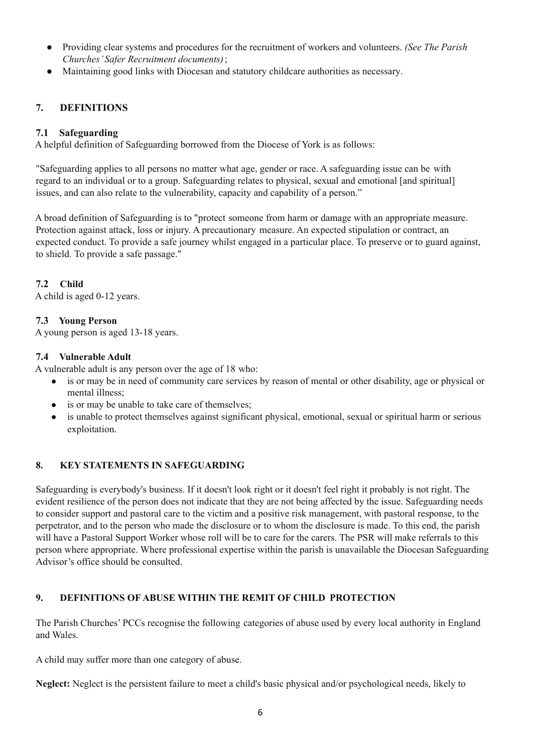- Providing clear systems and procedures for the recruitment of workers and volunteers. *(See The Parish Churches' Safer Recruitment documents)*;
- Maintaining good links with Diocesan and statutory childcare authorities as necessary.

## 7. DEFINITIONS

### 7.1 Safeguarding

A helpful definition of Safeguarding borrowed from the Diocese of York is as follows:

"Safeguarding applies to all persons no matter what age, gender or race. A safeguarding issue can be with regard to an individual or to a group. Safeguarding relates to physical, sexual and emotional [and spiritual] issues, and can also relate to the vulnerability, capacity and capability of a person."

A broad definition of Safeguarding is to "protect someone from harm or damage with an appropriate measure. Protection against attack, loss or injury. A precautionary measure. An expected stipulation or contract, an expected conduct. To provide a safe journey whilst engaged in a particular place. To preserve or to guard against, to shield. To provide a safe passage."

### 7.2 Child

A child is aged 0-12 years.

### 7.3 Young Person

A young person is aged 13-18 years.

### 7.4 Vulnerable Adult

A vulnerable adult is any person over the age of 18 who:

- is or may be in need of community care services by reason of mental or other disability, age or physical or mental illness;
- is or may be unable to take care of themselves;
- is unable to protect themselves against significant physical, emotional, sexual or spiritual harm or serious exploitation.

## 8. KEY STATEMENTS IN SAFEGUARDING

Safeguarding is everybody's business. If it doesn't look right or it doesn't feel right it probably is not right. The evident resilience of the person does not indicate that they are not being affected by the issue. Safeguarding needs to consider support and pastoral care to the victim and a positive risk management, with pastoral response, to the perpetrator, and to the person who made the disclosure or to whom the disclosure is made. To this end, the parish will have a Pastoral Support Worker whose roll will be to care for the carers. The PSR will make referrals to this person where appropriate. Where professional expertise within the parish is unavailable the Diocesan Safeguarding Advisor's office should be consulted.

## 9. DEFINITIONS OF ABUSE WITHIN THE REMIT OF CHILD PROTECTION

The Parish Churches' PCCs recognise the following categories of abuse used by every local authority in England and Wales.

A child may suffer more than one category of abuse.

**Neglect:** Neglect is the persistent failure to meet a child's basic physical and/or psychological needs, likely to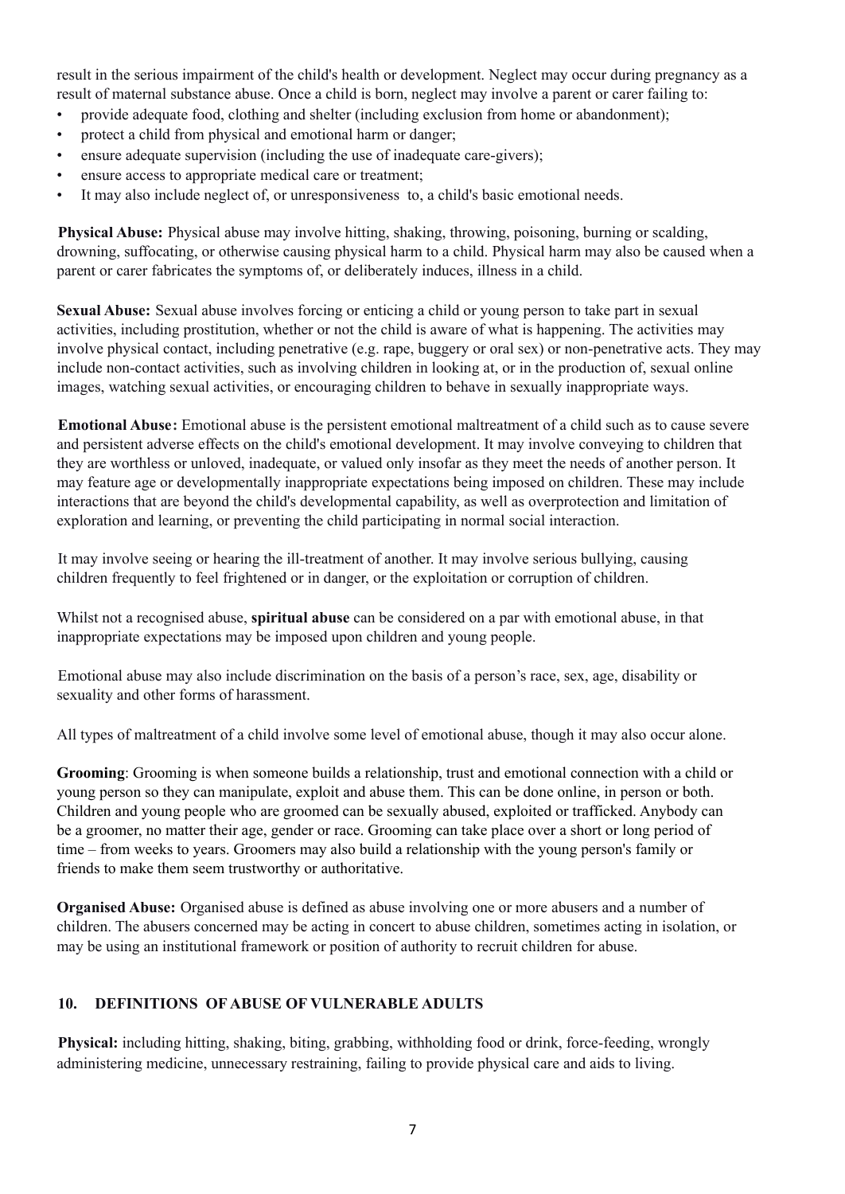result in the serious impairment of the child's health or development. Neglect may occur during pregnancy as a result of maternal substance abuse. Once a child is born, neglect may involve a parent or carer failing to:

- provide adequate food, clothing and shelter (including exclusion from home or abandonment);
- protect a child from physical and emotional harm or danger;
- ensure adequate supervision (including the use of inadequate care-givers);
- ensure access to appropriate medical care or treatment;
- It may also include neglect of, or unresponsiveness to, a child's basic emotional needs.

**Physical Abuse:** Physical abuse may involve hitting, shaking, throwing, poisoning, burning or scalding, drowning, suffocating, or otherwise causing physical harm to a child. Physical harm may also be caused when a parent or carer fabricates the symptoms of, or deliberately induces, illness in a child.

**Sexual Abuse:** Sexual abuse involves forcing or enticing a child or young person to take part in sexual activities, including prostitution, whether or not the child is aware of what is happening. The activities may involve physical contact, including penetrative (e.g. rape, buggery or oral sex) or non-penetrative acts. They may include non-contact activities, such as involving children in looking at, or in the production of, sexual online images, watching sexual activities, or encouraging children to behave in sexually inappropriate ways.

**Emotional Abuse:** Emotional abuse is the persistent emotional maltreatment of a child such as to cause severe and persistent adverse effects on the child's emotional development. It may involve conveying to children that they are worthless or unloved, inadequate, or valued only insofar as they meet the needs of another person. It may feature age or developmentally inappropriate expectations being imposed on children. These may include interactions that are beyond the child's developmental capability, as well as overprotection and limitation of exploration and learning, or preventing the child participating in normal social interaction.

It may involve seeing or hearing the ill-treatment of another. It may involve serious bullying, causing children frequently to feel frightened or in danger, or the exploitation or corruption of children.

Whilst not a recognised abuse, **spiritual abuse** can be considered on a par with emotional abuse, in that inappropriate expectations may be imposed upon children and young people.

Emotional abuse may also include discrimination on the basis of a person's race, sex, age, disability or sexuality and other forms of harassment.

All types of maltreatment of a child involve some level of emotional abuse, though it may also occur alone.

**Grooming**: Grooming is when someone builds a relationship, trust and emotional connection with a child or young person so they can manipulate, exploit and abuse them. This can be done online, in person or both. Children and young people who are groomed can be sexually abused, exploited or trafficked. Anybody can be a groomer, no matter their age, gender or race. Grooming can take place over a short or long period of time – from weeks to years. Groomers may also build a relationship with the young person's family or friends to make them seem trustworthy or authoritative.

**Organised Abuse:** Organised abuse is defined as abuse involving one or more abusers and a number of children. The abusers concerned may be acting in concert to abuse children, sometimes acting in isolation, or may be using an institutional framework or position of authority to recruit children for abuse.

## 10. DEFINITIONS OF ABUSE OF VULNERABLE ADULTS

**Physical:** including hitting, shaking, biting, grabbing, withholding food or drink, force-feeding, wrongly administering medicine, unnecessary restraining, failing to provide physical care and aids to living.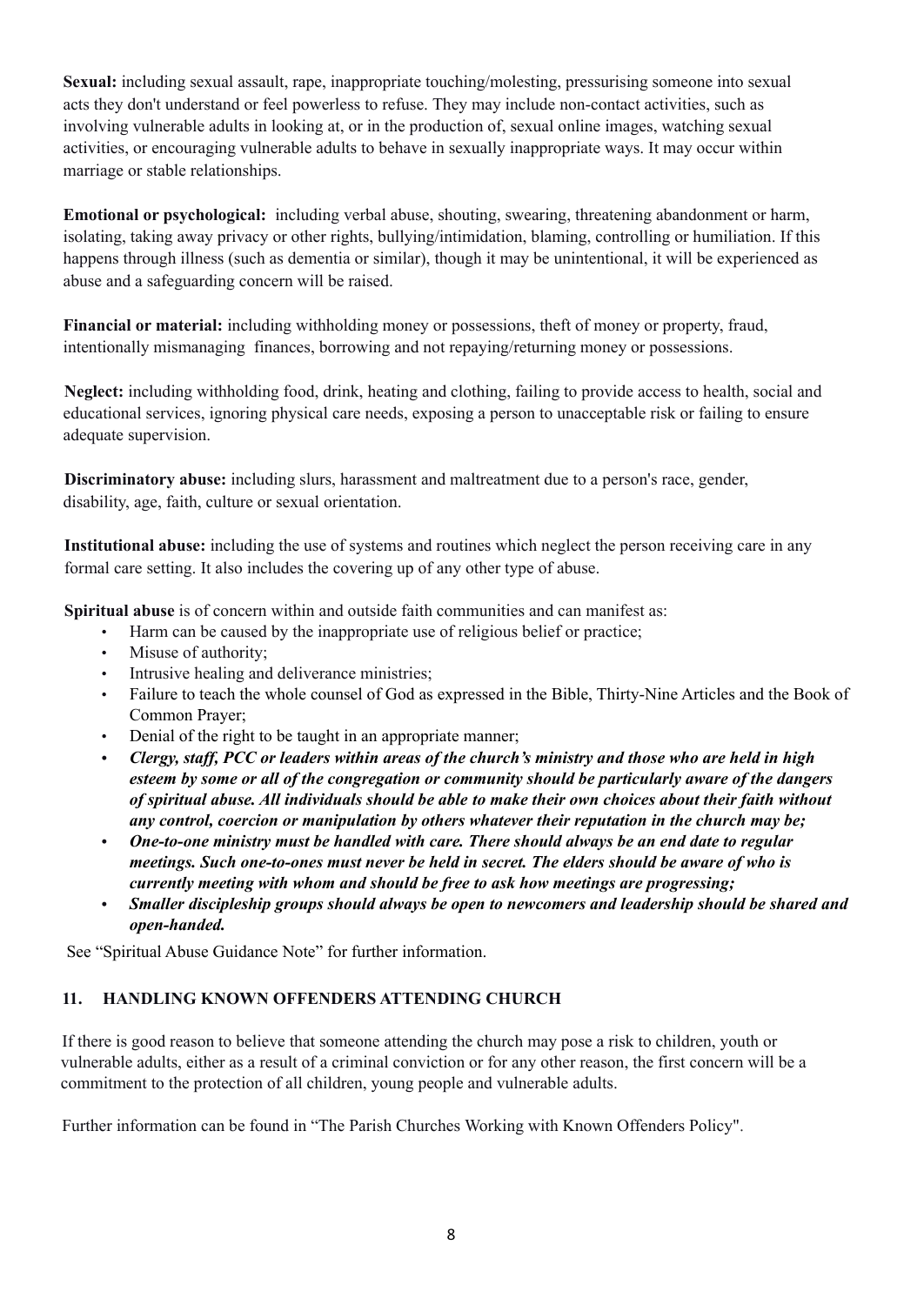**Sexual:** including sexual assault, rape, inappropriate touching/molesting, pressurising someone into sexual acts they don't understand or feel powerless to refuse. They may include non-contact activities, such as involving vulnerable adults in looking at, or in the production of, sexual online images, watching sexual activities, or encouraging vulnerable adults to behave in sexually inappropriate ways. It may occur within marriage or stable relationships.

**Emotional or psychological:** including verbal abuse, shouting, swearing, threatening abandonment or harm, isolating, taking away privacy or other rights, bullying/intimidation, blaming, controlling or humiliation. If this happens through illness (such as dementia or similar), though it may be unintentional, it will be experienced as abuse and a safeguarding concern will be raised.

**Financial or material:** including withholding money or possessions, theft of money or property, fraud, intentionally mismanaging finances, borrowing and not repaying/returning money or possessions.

**Neglect:** including withholding food, drink, heating and clothing, failing to provide access to health, social and educational services, ignoring physical care needs, exposing a person to unacceptable risk or failing to ensure adequate supervision.

**Discriminatory abuse:** including slurs, harassment and maltreatment due to a person's race, gender, disability, age, faith, culture or sexual orientation.

**Institutional abuse:** including the use of systems and routines which neglect the person receiving care in any formal care setting. It also includes the covering up of any other type of abuse.

**Spiritual abuse** is of concern within and outside faith communities and can manifest as:

- Harm can be caused by the inappropriate use of religious belief or practice;
- Misuse of authority;
- Intrusive healing and deliverance ministries;
- Failure to teach the whole counsel of God as expressed in the Bible, Thirty-Nine Articles and the Book of Common Prayer;
- Denial of the right to be taught in an appropriate manner;
- ***Clergy, staff, PCC or leaders within areas of the church's ministry and those who are held in high esteem by some or all of the congregation or community should be particularly aware of the dangers of spiritual abuse. All individuals should be able to make their own choices about their faith without any control, coercion or manipulation by others whatever their reputation in the church may be;***
- ***One-to-one ministry must be handled with care. There should always be an end date to regular meetings. Such one-to-ones must never be held in secret. The elders should be aware of who is currently meeting with whom and should be free to ask how meetings are progressing;***
- ***Smaller discipleship groups should always be open to newcomers and leadership should be shared and open-handed.***

See "Spiritual Abuse Guidance Note" for further information.

## 11. HANDLING KNOWN OFFENDERS ATTENDING CHURCH

If there is good reason to believe that someone attending the church may pose a risk to children, youth or vulnerable adults, either as a result of a criminal conviction or for any other reason, the first concern will be a commitment to the protection of all children, young people and vulnerable adults.

Further information can be found in "The Parish Churches Working with Known Offenders Policy".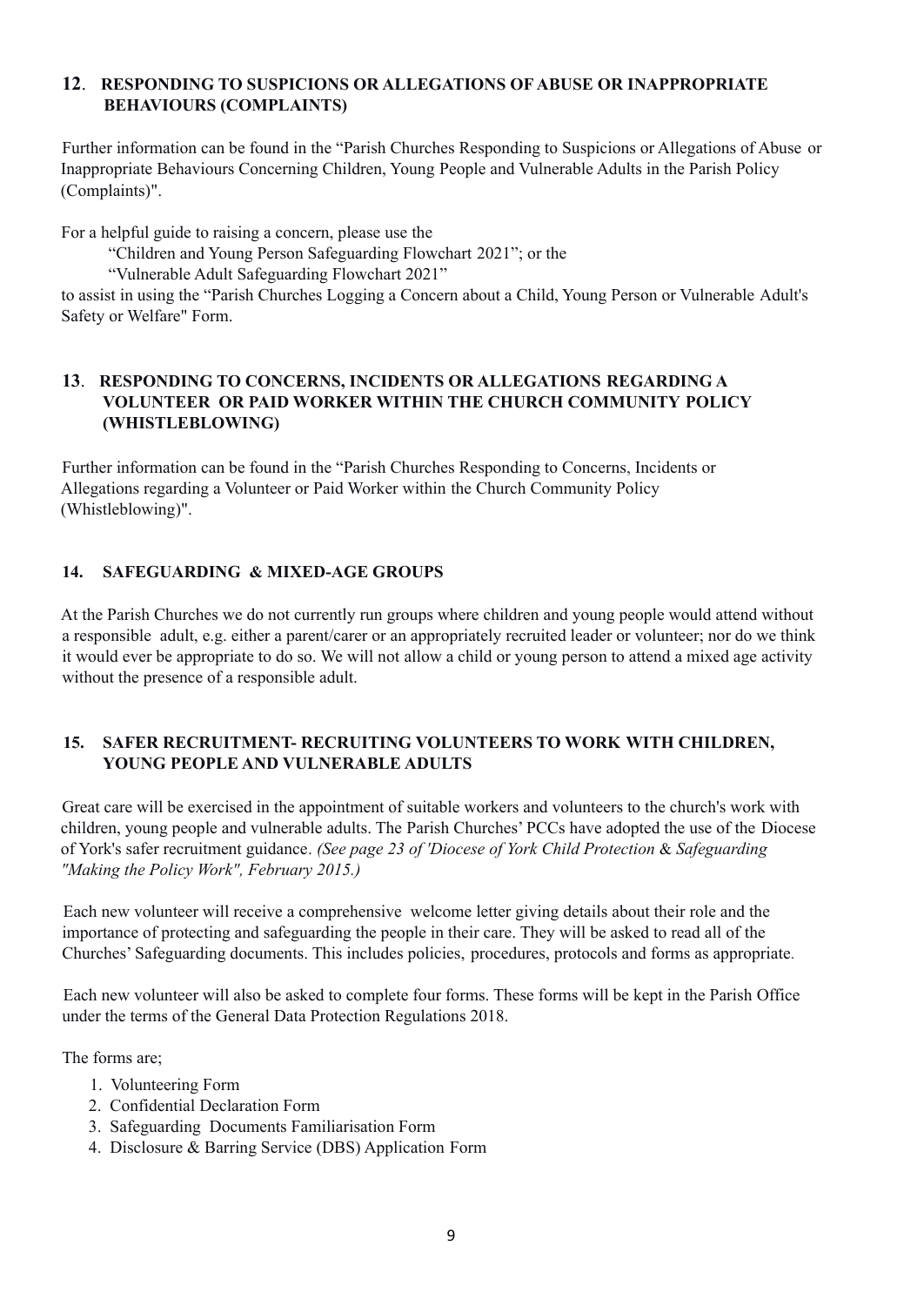## 12. RESPONDING TO SUSPICIONS OR ALLEGATIONS OF ABUSE OR INAPPROPRIATE BEHAVIOURS (COMPLAINTS)

Further information can be found in the "Parish Churches Responding to Suspicions or Allegations of Abuse or Inappropriate Behaviours Concerning Children, Young People and Vulnerable Adults in the Parish Policy (Complaints)".

For a helpful guide to raising a concern, please use the

"Children and Young Person Safeguarding Flowchart 2021"; or the

"Vulnerable Adult Safeguarding Flowchart 2021"

to assist in using the "Parish Churches Logging a Concern about a Child, Young Person or Vulnerable Adult's Safety or Welfare" Form.

## 13. RESPONDING TO CONCERNS, INCIDENTS OR ALLEGATIONS REGARDING A VOLUNTEER OR PAID WORKER WITHIN THE CHURCH COMMUNITY POLICY (WHISTLEBLOWING)

Further information can be found in the "Parish Churches Responding to Concerns, Incidents or Allegations regarding a Volunteer or Paid Worker within the Church Community Policy (Whistleblowing)".

## 14. SAFEGUARDING & MIXED-AGE GROUPS

At the Parish Churches we do not currently run groups where children and young people would attend without a responsible adult, e.g. either a parent/carer or an appropriately recruited leader or volunteer; nor do we think it would ever be appropriate to do so. We will not allow a child or young person to attend a mixed age activity without the presence of a responsible adult.

## 15. SAFER RECRUITMENT- RECRUITING VOLUNTEERS TO WORK WITH CHILDREN, YOUNG PEOPLE AND VULNERABLE ADULTS

Great care will be exercised in the appointment of suitable workers and volunteers to the church's work with children, young people and vulnerable adults. The Parish Churches' PCCs have adopted the use of the Diocese of York's safer recruitment guidance. *(See page 23 of 'Diocese of York Child Protection & Safeguarding "Making the Policy Work", February 2015.)*

Each new volunteer will receive a comprehensive welcome letter giving details about their role and the importance of protecting and safeguarding the people in their care. They will be asked to read all of the Churches' Safeguarding documents. This includes policies, procedures, protocols and forms as appropriate.

Each new volunteer will also be asked to complete four forms. These forms will be kept in the Parish Office under the terms of the General Data Protection Regulations 2018.

The forms are;

1. Volunteering Form
2. Confidential Declaration Form
3. Safeguarding Documents Familiarisation Form
4. Disclosure & Barring Service (DBS) Application Form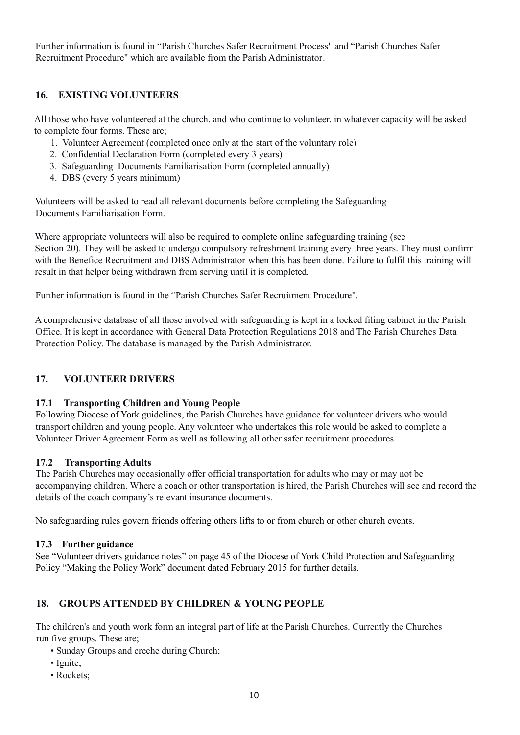Further information is found in "Parish Churches Safer Recruitment Process" and "Parish Churches Safer Recruitment Procedure" which are available from the Parish Administrator.

## 16. EXISTING VOLUNTEERS

All those who have volunteered at the church, and who continue to volunteer, in whatever capacity will be asked to complete four forms. These are;

1. Volunteer Agreement (completed once only at the start of the voluntary role)
2. Confidential Declaration Form (completed every 3 years)
3. Safeguarding Documents Familiarisation Form (completed annually)
4. DBS (every 5 years minimum)

Volunteers will be asked to read all relevant documents before completing the Safeguarding Documents Familiarisation Form.

Where appropriate volunteers will also be required to complete online safeguarding training (see Section 20). They will be asked to undergo compulsory refreshment training every three years. They must confirm with the Benefice Recruitment and DBS Administrator when this has been done. Failure to fulfil this training will result in that helper being withdrawn from serving until it is completed.

Further information is found in the "Parish Churches Safer Recruitment Procedure".

A comprehensive database of all those involved with safeguarding is kept in a locked filing cabinet in the Parish Office. It is kept in accordance with General Data Protection Regulations 2018 and The Parish Churches Data Protection Policy. The database is managed by the Parish Administrator.

## 17. VOLUNTEER DRIVERS

### 17.1 Transporting Children and Young People

Following Diocese of York guidelines, the Parish Churches have guidance for volunteer drivers who would transport children and young people. Any volunteer who undertakes this role would be asked to complete a Volunteer Driver Agreement Form as well as following all other safer recruitment procedures.

### 17.2 Transporting Adults

The Parish Churches may occasionally offer official transportation for adults who may or may not be accompanying children. Where a coach or other transportation is hired, the Parish Churches will see and record the details of the coach company's relevant insurance documents.

No safeguarding rules govern friends offering others lifts to or from church or other church events.

### 17.3 Further guidance

See "Volunteer drivers guidance notes" on page 45 of the Diocese of York Child Protection and Safeguarding Policy "Making the Policy Work" document dated February 2015 for further details.

## 18. GROUPS ATTENDED BY CHILDREN & YOUNG PEOPLE

The children's and youth work form an integral part of life at the Parish Churches. Currently the Churches run five groups. These are;

- Sunday Groups and creche during Church;
- Ignite;
- Rockets;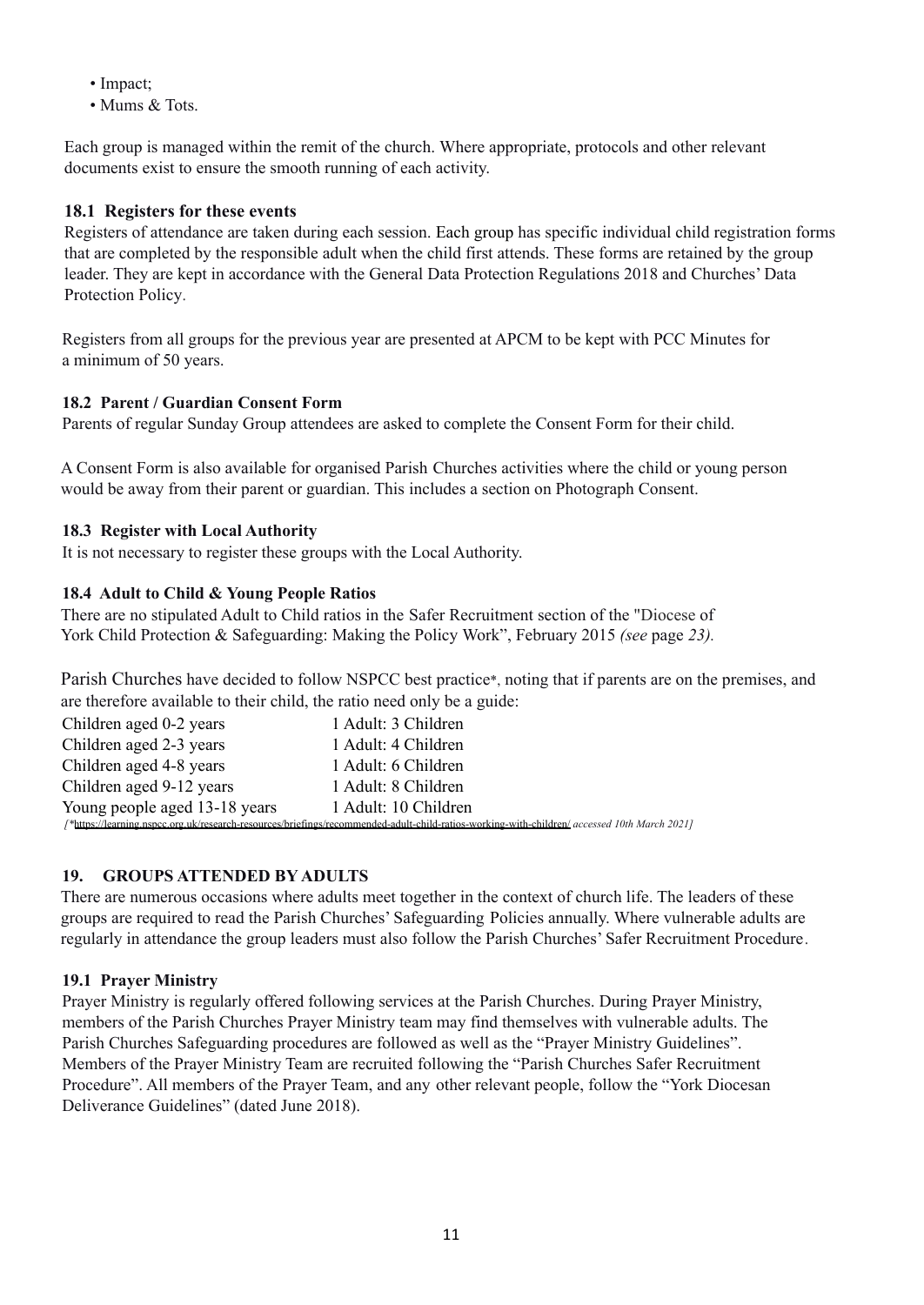- Impact;
- Mums & Tots.

Each group is managed within the remit of the church. Where appropriate, protocols and other relevant documents exist to ensure the smooth running of each activity.

### 18.1 Registers for these events

Registers of attendance are taken during each session. Each group has specific individual child registration forms that are completed by the responsible adult when the child first attends. These forms are retained by the group leader. They are kept in accordance with the General Data Protection Regulations 2018 and Churches' Data Protection Policy.

Registers from all groups for the previous year are presented at APCM to be kept with PCC Minutes for a minimum of 50 years.

### 18.2 Parent / Guardian Consent Form

Parents of regular Sunday Group attendees are asked to complete the Consent Form for their child.

A Consent Form is also available for organised Parish Churches activities where the child or young person would be away from their parent or guardian. This includes a section on Photograph Consent.

### 18.3 Register with Local Authority

It is not necessary to register these groups with the Local Authority.

### 18.4 Adult to Child & Young People Ratios

There are no stipulated Adult to Child ratios in the Safer Recruitment section of the "Diocese of York Child Protection & Safeguarding: Making the Policy Work", February 2015 *(see* page *23).*

Parish Churches have decided to follow NSPCC best practice*, noting that if parents are on the premises, and are therefore available to their child, the ratio need only be a guide:

| | |
|---|---|
| Children aged 0-2 years | 1 Adult: 3 Children |
| Children aged 2-3 years | 1 Adult: 4 Children |
| Children aged 4-8 years | 1 Adult: 6 Children |
| Children aged 9-12 years | 1 Adult: 8 Children |
| Young people aged 13-18 years | 1 Adult: 10 Children |

*[*https://learning.nspcc.org.uk/research-resources/briefings/recommended-adult-child-ratios-working-with-children/ accessed 10th March 2021]*

## 19. GROUPS ATTENDED BY ADULTS

There are numerous occasions where adults meet together in the context of church life. The leaders of these groups are required to read the Parish Churches' Safeguarding Policies annually. Where vulnerable adults are regularly in attendance the group leaders must also follow the Parish Churches' Safer Recruitment Procedure.

### 19.1 Prayer Ministry

Prayer Ministry is regularly offered following services at the Parish Churches. During Prayer Ministry, members of the Parish Churches Prayer Ministry team may find themselves with vulnerable adults. The Parish Churches Safeguarding procedures are followed as well as the "Prayer Ministry Guidelines". Members of the Prayer Ministry Team are recruited following the "Parish Churches Safer Recruitment Procedure". All members of the Prayer Team, and any other relevant people, follow the "York Diocesan Deliverance Guidelines" (dated June 2018).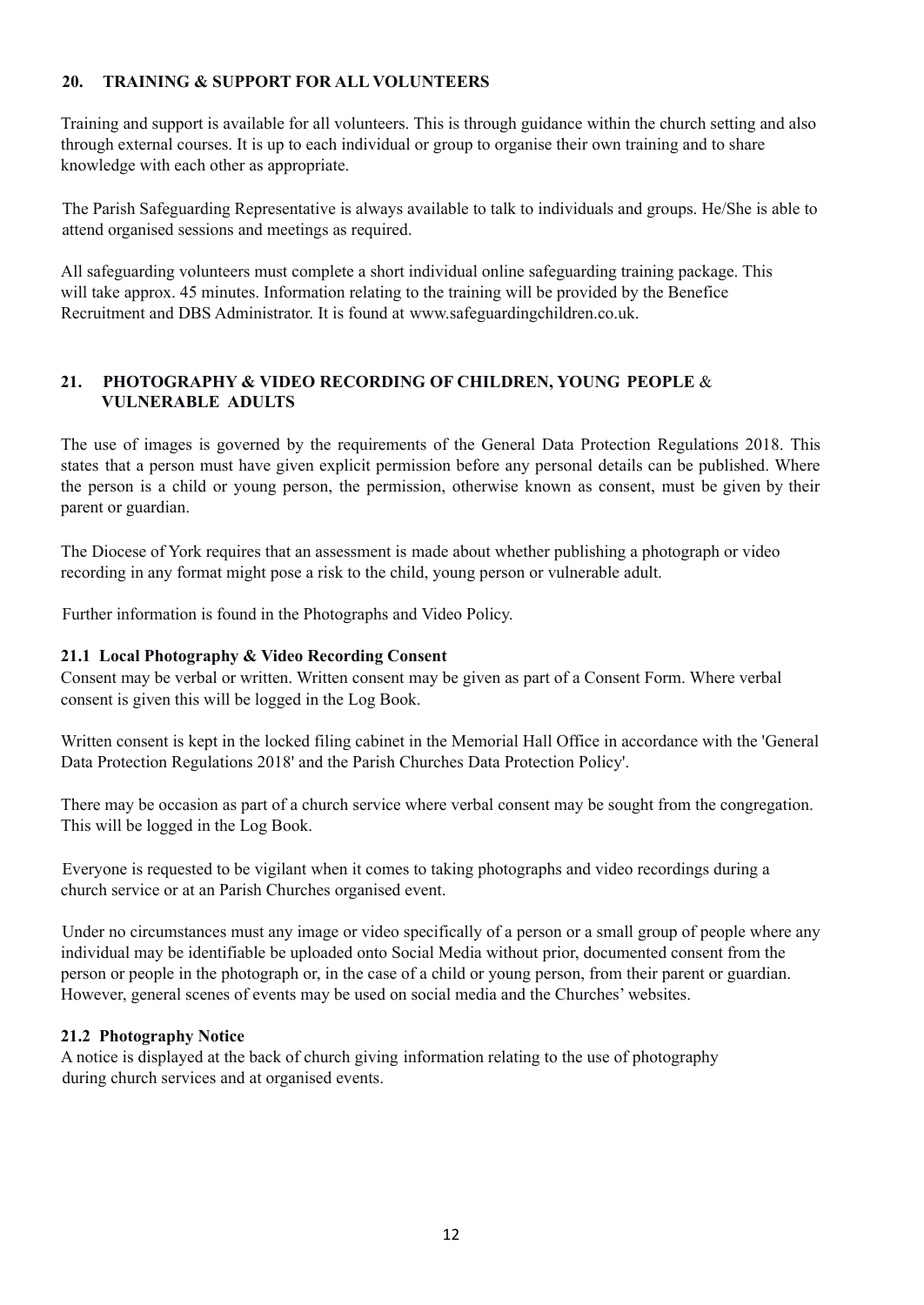## 20. TRAINING & SUPPORT FOR ALL VOLUNTEERS

Training and support is available for all volunteers. This is through guidance within the church setting and also through external courses. It is up to each individual or group to organise their own training and to share knowledge with each other as appropriate.

The Parish Safeguarding Representative is always available to talk to individuals and groups. He/She is able to attend organised sessions and meetings as required.

All safeguarding volunteers must complete a short individual online safeguarding training package. This will take approx. 45 minutes. Information relating to the training will be provided by the Benefice Recruitment and DBS Administrator. It is found at www.safeguardingchildren.co.uk.

## 21. PHOTOGRAPHY & VIDEO RECORDING OF CHILDREN, YOUNG PEOPLE & VULNERABLE ADULTS

The use of images is governed by the requirements of the General Data Protection Regulations 2018. This states that a person must have given explicit permission before any personal details can be published. Where the person is a child or young person, the permission, otherwise known as consent, must be given by their parent or guardian.

The Diocese of York requires that an assessment is made about whether publishing a photograph or video recording in any format might pose a risk to the child, young person or vulnerable adult.

Further information is found in the Photographs and Video Policy.

### 21.1 Local Photography & Video Recording Consent

Consent may be verbal or written. Written consent may be given as part of a Consent Form. Where verbal consent is given this will be logged in the Log Book.

Written consent is kept in the locked filing cabinet in the Memorial Hall Office in accordance with the 'General Data Protection Regulations 2018' and the Parish Churches Data Protection Policy'.

There may be occasion as part of a church service where verbal consent may be sought from the congregation. This will be logged in the Log Book.

Everyone is requested to be vigilant when it comes to taking photographs and video recordings during a church service or at an Parish Churches organised event.

Under no circumstances must any image or video specifically of a person or a small group of people where any individual may be identifiable be uploaded onto Social Media without prior, documented consent from the person or people in the photograph or, in the case of a child or young person, from their parent or guardian. However, general scenes of events may be used on social media and the Churches' websites.

### 21.2 Photography Notice

A notice is displayed at the back of church giving information relating to the use of photography during church services and at organised events.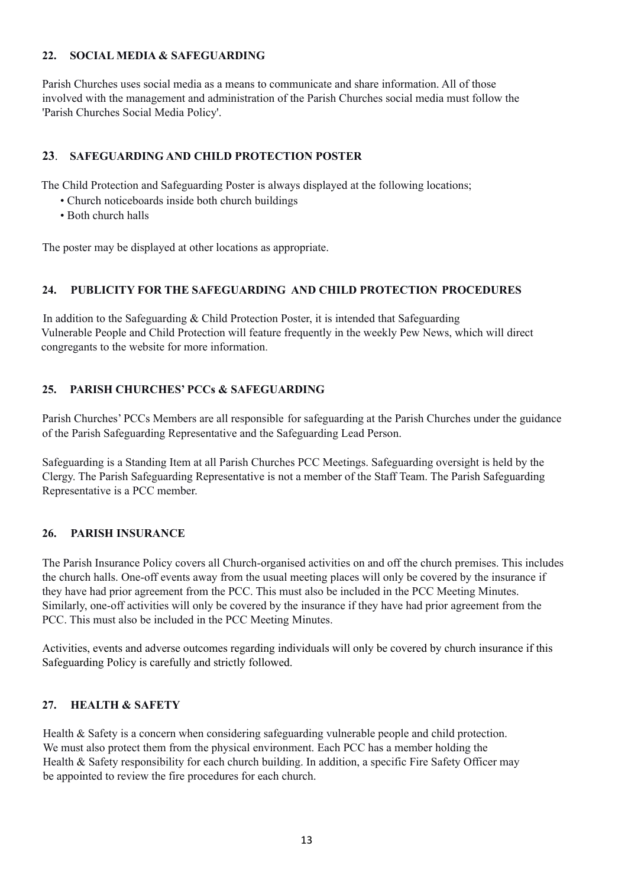## 22. SOCIAL MEDIA & SAFEGUARDING

Parish Churches uses social media as a means to communicate and share information. All of those involved with the management and administration of the Parish Churches social media must follow the 'Parish Churches Social Media Policy'.

## 23. SAFEGUARDING AND CHILD PROTECTION POSTER

The Child Protection and Safeguarding Poster is always displayed at the following locations;

- Church noticeboards inside both church buildings
- Both church halls

The poster may be displayed at other locations as appropriate.

## 24. PUBLICITY FOR THE SAFEGUARDING AND CHILD PROTECTION PROCEDURES

In addition to the Safeguarding & Child Protection Poster, it is intended that Safeguarding Vulnerable People and Child Protection will feature frequently in the weekly Pew News, which will direct congregants to the website for more information.

## 25. PARISH CHURCHES' PCCs & SAFEGUARDING

Parish Churches' PCCs Members are all responsible for safeguarding at the Parish Churches under the guidance of the Parish Safeguarding Representative and the Safeguarding Lead Person.

Safeguarding is a Standing Item at all Parish Churches PCC Meetings. Safeguarding oversight is held by the Clergy. The Parish Safeguarding Representative is not a member of the Staff Team. The Parish Safeguarding Representative is a PCC member.

## 26. PARISH INSURANCE

The Parish Insurance Policy covers all Church-organised activities on and off the church premises. This includes the church halls. One-off events away from the usual meeting places will only be covered by the insurance if they have had prior agreement from the PCC. This must also be included in the PCC Meeting Minutes. Similarly, one-off activities will only be covered by the insurance if they have had prior agreement from the PCC. This must also be included in the PCC Meeting Minutes.

Activities, events and adverse outcomes regarding individuals will only be covered by church insurance if this Safeguarding Policy is carefully and strictly followed.

## 27. HEALTH & SAFETY

Health & Safety is a concern when considering safeguarding vulnerable people and child protection. We must also protect them from the physical environment. Each PCC has a member holding the Health & Safety responsibility for each church building. In addition, a specific Fire Safety Officer may be appointed to review the fire procedures for each church.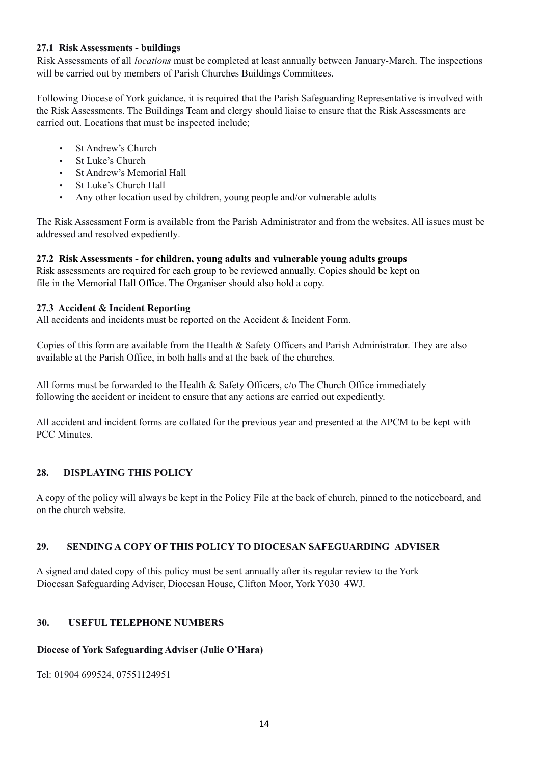### 27.1 Risk Assessments - buildings

Risk Assessments of all *locations* must be completed at least annually between January-March. The inspections will be carried out by members of Parish Churches Buildings Committees.

Following Diocese of York guidance, it is required that the Parish Safeguarding Representative is involved with the Risk Assessments. The Buildings Team and clergy should liaise to ensure that the Risk Assessments are carried out. Locations that must be inspected include;

- St Andrew's Church
- St Luke's Church
- St Andrew's Memorial Hall
- St Luke's Church Hall
- Any other location used by children, young people and/or vulnerable adults

The Risk Assessment Form is available from the Parish Administrator and from the websites. All issues must be addressed and resolved expediently.

### 27.2 Risk Assessments - for children, young adults and vulnerable young adults groups

Risk assessments are required for each group to be reviewed annually. Copies should be kept on file in the Memorial Hall Office. The Organiser should also hold a copy.

### 27.3 Accident & Incident Reporting

All accidents and incidents must be reported on the Accident & Incident Form.

Copies of this form are available from the Health & Safety Officers and Parish Administrator. They are also available at the Parish Office, in both halls and at the back of the churches.

All forms must be forwarded to the Health & Safety Officers, c/o The Church Office immediately following the accident or incident to ensure that any actions are carried out expediently.

All accident and incident forms are collated for the previous year and presented at the APCM to be kept with PCC Minutes.

## 28. DISPLAYING THIS POLICY

A copy of the policy will always be kept in the Policy File at the back of church, pinned to the noticeboard, and on the church website.

## 29. SENDING A COPY OF THIS POLICY TO DIOCESAN SAFEGUARDING ADVISER

A signed and dated copy of this policy must be sent annually after its regular review to the York Diocesan Safeguarding Adviser, Diocesan House, Clifton Moor, York Y030 4WJ.

## 30. USEFUL TELEPHONE NUMBERS

**Diocese of York Safeguarding Adviser (Julie O'Hara)**

Tel: 01904 699524, 07551124951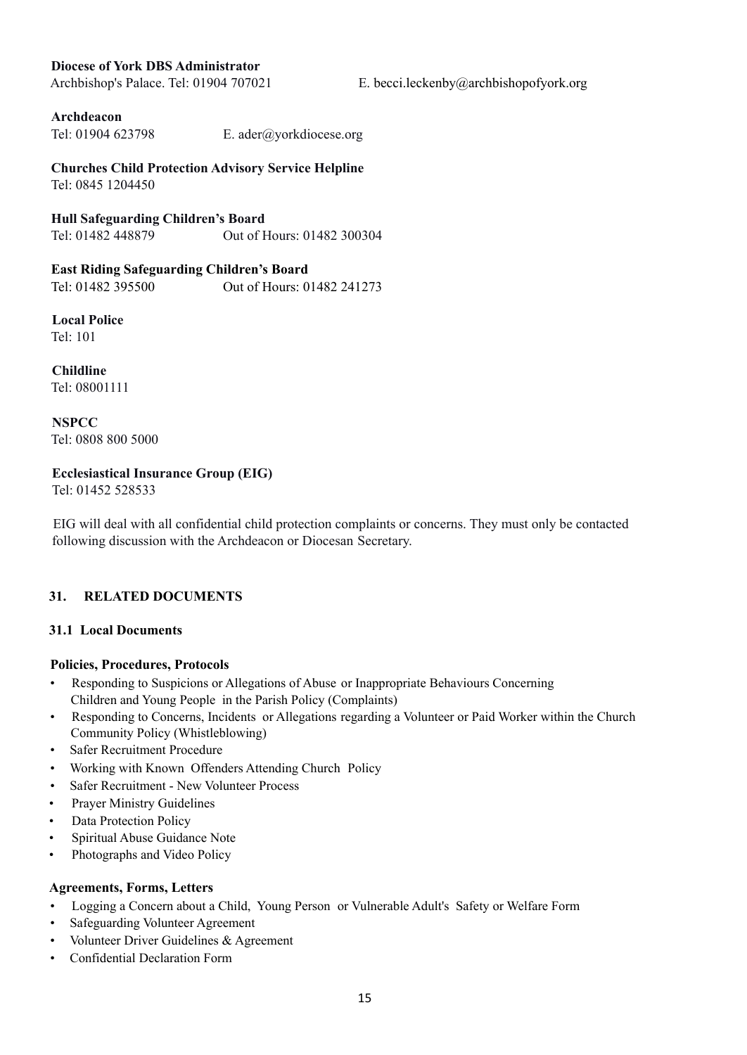**Diocese of York DBS Administrator**
Archbishop's Palace. Tel: 01904 707021 E. becci.leckenby@archbishopofyork.org

**Archdeacon**
Tel: 01904 623798 E. ader@yorkdiocese.org

**Churches Child Protection Advisory Service Helpline**
Tel: 0845 1204450

**Hull Safeguarding Children's Board**
Tel: 01482 448879 Out of Hours: 01482 300304

**East Riding Safeguarding Children's Board**
Tel: 01482 395500 Out of Hours: 01482 241273

**Local Police**
Tel: 101

**Childline**
Tel: 08001111

**NSPCC**
Tel: 0808 800 5000

**Ecclesiastical Insurance Group (EIG)**
Tel: 01452 528533

EIG will deal with all confidential child protection complaints or concerns. They must only be contacted following discussion with the Archdeacon or Diocesan Secretary.

## 31. RELATED DOCUMENTS

### 31.1 Local Documents

**Policies, Procedures, Protocols**

- Responding to Suspicions or Allegations of Abuse or Inappropriate Behaviours Concerning Children and Young People in the Parish Policy (Complaints)
- Responding to Concerns, Incidents or Allegations regarding a Volunteer or Paid Worker within the Church Community Policy (Whistleblowing)
- Safer Recruitment Procedure
- Working with Known Offenders Attending Church Policy
- Safer Recruitment - New Volunteer Process
- Prayer Ministry Guidelines
- Data Protection Policy
- Spiritual Abuse Guidance Note
- Photographs and Video Policy

**Agreements, Forms, Letters**

- Logging a Concern about a Child, Young Person or Vulnerable Adult's Safety or Welfare Form
- Safeguarding Volunteer Agreement
- Volunteer Driver Guidelines & Agreement
- Confidential Declaration Form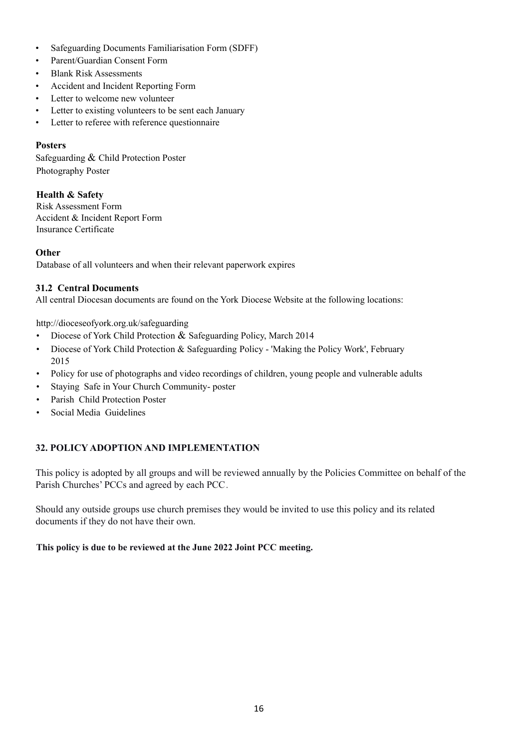- Safeguarding Documents Familiarisation Form (SDFF)
- Parent/Guardian Consent Form
- Blank Risk Assessments
- Accident and Incident Reporting Form
- Letter to welcome new volunteer
- Letter to existing volunteers to be sent each January
- Letter to referee with reference questionnaire

**Posters**

Safeguarding & Child Protection Poster
Photography Poster

**Health & Safety**

Risk Assessment Form
Accident & Incident Report Form
Insurance Certificate

**Other**

Database of all volunteers and when their relevant paperwork expires

### 31.2 Central Documents

All central Diocesan documents are found on the York Diocese Website at the following locations:

http://dioceseofyork.org.uk/safeguarding

- Diocese of York Child Protection & Safeguarding Policy, March 2014
- Diocese of York Child Protection & Safeguarding Policy - 'Making the Policy Work', February 2015
- Policy for use of photographs and video recordings of children, young people and vulnerable adults
- Staying Safe in Your Church Community- poster
- Parish Child Protection Poster
- Social Media Guidelines

## 32. POLICY ADOPTION AND IMPLEMENTATION

This policy is adopted by all groups and will be reviewed annually by the Policies Committee on behalf of the Parish Churches' PCCs and agreed by each PCC.

Should any outside groups use church premises they would be invited to use this policy and its related documents if they do not have their own.

**This policy is due to be reviewed at the June 2022 Joint PCC meeting.**